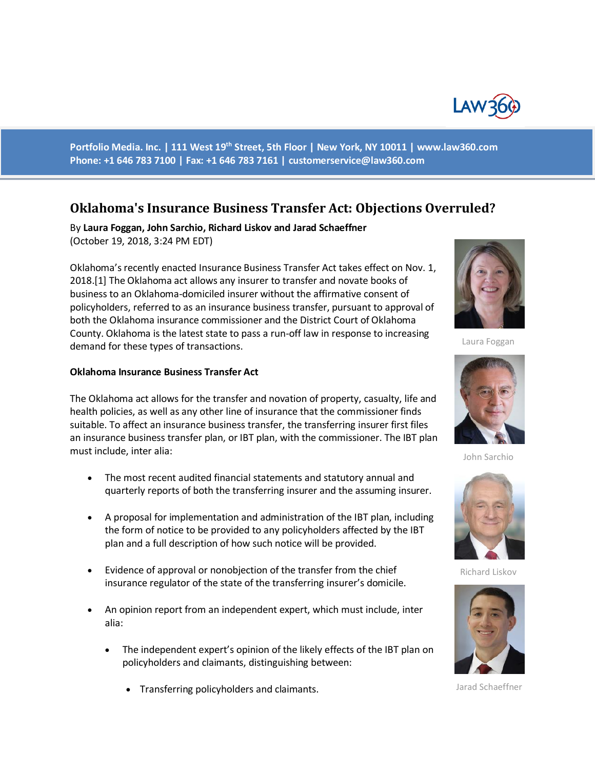Portfolio Media. Inc. | 111 West 19th Street, 5th Floor | New York, NY 10011 | www.law360.com
Phone: +1 646 783 7100 | Fax: +1 646 783 7161 | customerservice@law360.com

# Oklahoma's Insurance Business Transfer Act: Objections Overruled?

By **Laura Foggan, John Sarchio, Richard Liskov and Jarad Schaeffner**
(October 19, 2018, 3:24 PM EDT)

Laura Foggan

John Sarchio

Richard Liskov

Jarad Schaeffner

Oklahoma's recently enacted Insurance Business Transfer Act takes effect on Nov. 1, 2018.[1] The Oklahoma act allows any insurer to transfer and novate books of business to an Oklahoma-domiciled insurer without the affirmative consent of policyholders, referred to as an insurance business transfer, pursuant to approval of both the Oklahoma insurance commissioner and the District Court of Oklahoma County. Oklahoma is the latest state to pass a run-off law in response to increasing demand for these types of transactions.

**Oklahoma Insurance Business Transfer Act**

The Oklahoma act allows for the transfer and novation of property, casualty, life and health policies, as well as any other line of insurance that the commissioner finds suitable. To affect an insurance business transfer, the transferring insurer first files an insurance business transfer plan, or IBT plan, with the commissioner. The IBT plan must include, inter alia:

- The most recent audited financial statements and statutory annual and quarterly reports of both the transferring insurer and the assuming insurer.
- A proposal for implementation and administration of the IBT plan, including the form of notice to be provided to any policyholders affected by the IBT plan and a full description of how such notice will be provided.
- Evidence of approval or nonobjection of the transfer from the chief insurance regulator of the state of the transferring insurer's domicile.
- An opinion report from an independent expert, which must include, inter alia:
    - The independent expert's opinion of the likely effects of the IBT plan on policyholders and claimants, distinguishing between:
        - Transferring policyholders and claimants.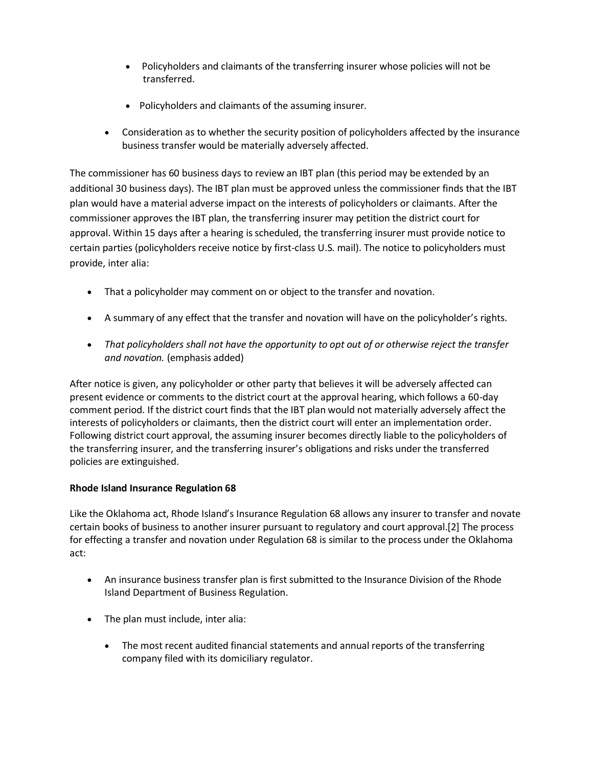- Policyholders and claimants of the transferring insurer whose policies will not be transferred.
    - Policyholders and claimants of the assuming insurer.
  - Consideration as to whether the security position of policyholders affected by the insurance business transfer would be materially adversely affected.

The commissioner has 60 business days to review an IBT plan (this period may be extended by an additional 30 business days). The IBT plan must be approved unless the commissioner finds that the IBT plan would have a material adverse impact on the interests of policyholders or claimants. After the commissioner approves the IBT plan, the transferring insurer may petition the district court for approval. Within 15 days after a hearing is scheduled, the transferring insurer must provide notice to certain parties (policyholders receive notice by first-class U.S. mail). The notice to policyholders must provide, inter alia:

- That a policyholder may comment on or object to the transfer and novation.
- A summary of any effect that the transfer and novation will have on the policyholder's rights.
- *That policyholders shall not have the opportunity to opt out of or otherwise reject the transfer and novation.* (emphasis added)

After notice is given, any policyholder or other party that believes it will be adversely affected can present evidence or comments to the district court at the approval hearing, which follows a 60-day comment period. If the district court finds that the IBT plan would not materially adversely affect the interests of policyholders or claimants, then the district court will enter an implementation order. Following district court approval, the assuming insurer becomes directly liable to the policyholders of the transferring insurer, and the transferring insurer's obligations and risks under the transferred policies are extinguished.

**Rhode Island Insurance Regulation 68**

Like the Oklahoma act, Rhode Island's Insurance Regulation 68 allows any insurer to transfer and novate certain books of business to another insurer pursuant to regulatory and court approval.[2] The process for effecting a transfer and novation under Regulation 68 is similar to the process under the Oklahoma act:

- An insurance business transfer plan is first submitted to the Insurance Division of the Rhode Island Department of Business Regulation.
- The plan must include, inter alia:
  - The most recent audited financial statements and annual reports of the transferring company filed with its domiciliary regulator.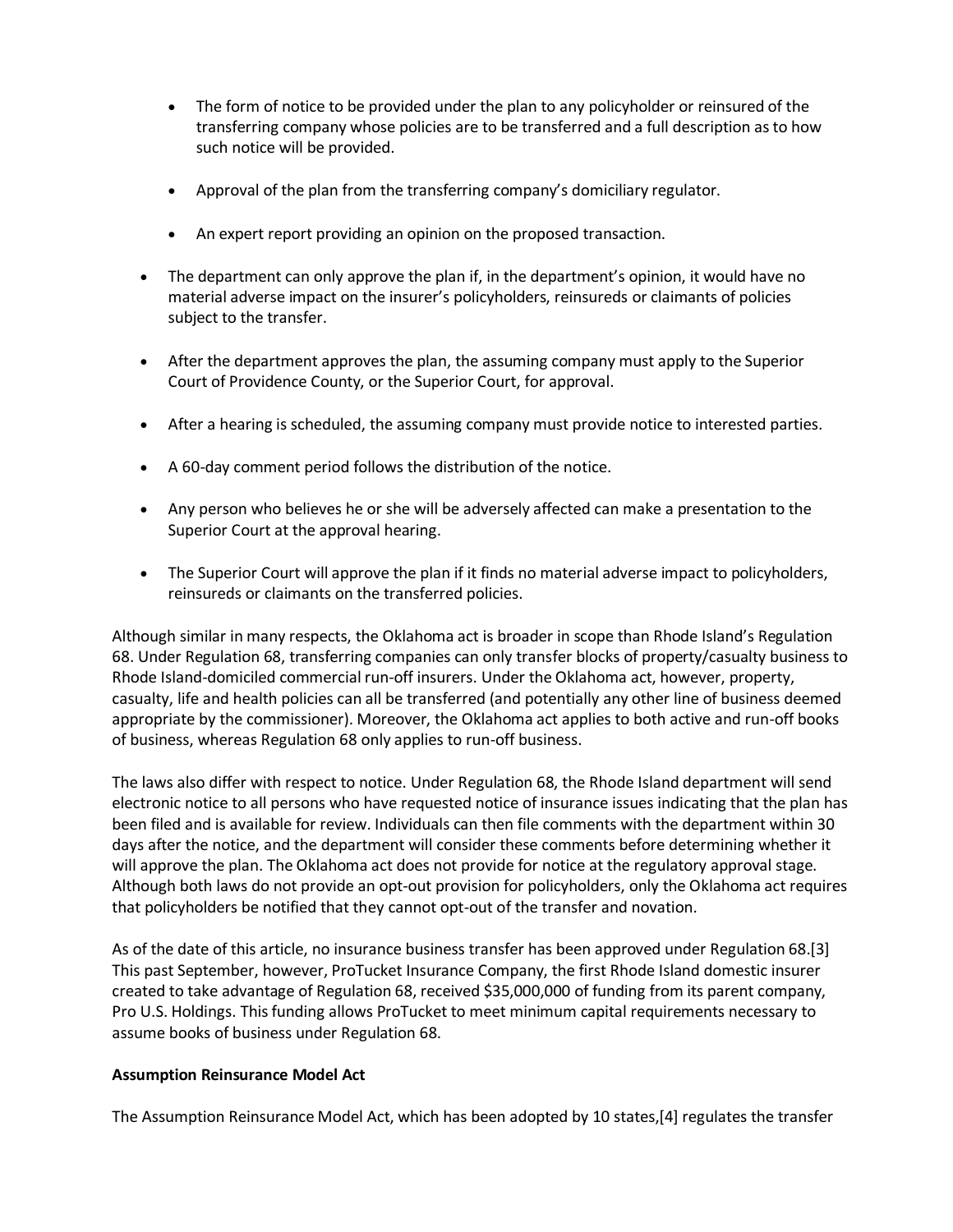- The form of notice to be provided under the plan to any policyholder or reinsured of the transferring company whose policies are to be transferred and a full description as to how such notice will be provided.

  - Approval of the plan from the transferring company's domiciliary regulator.

  - An expert report providing an opinion on the proposed transaction.

- The department can only approve the plan if, in the department's opinion, it would have no material adverse impact on the insurer's policyholders, reinsureds or claimants of policies subject to the transfer.

- After the department approves the plan, the assuming company must apply to the Superior Court of Providence County, or the Superior Court, for approval.

- After a hearing is scheduled, the assuming company must provide notice to interested parties.

- A 60-day comment period follows the distribution of the notice.

- Any person who believes he or she will be adversely affected can make a presentation to the Superior Court at the approval hearing.

- The Superior Court will approve the plan if it finds no material adverse impact to policyholders, reinsureds or claimants on the transferred policies.

Although similar in many respects, the Oklahoma act is broader in scope than Rhode Island's Regulation 68. Under Regulation 68, transferring companies can only transfer blocks of property/casualty business to Rhode Island-domiciled commercial run-off insurers. Under the Oklahoma act, however, property, casualty, life and health policies can all be transferred (and potentially any other line of business deemed appropriate by the commissioner). Moreover, the Oklahoma act applies to both active and run-off books of business, whereas Regulation 68 only applies to run-off business.

The laws also differ with respect to notice. Under Regulation 68, the Rhode Island department will send electronic notice to all persons who have requested notice of insurance issues indicating that the plan has been filed and is available for review. Individuals can then file comments with the department within 30 days after the notice, and the department will consider these comments before determining whether it will approve the plan. The Oklahoma act does not provide for notice at the regulatory approval stage. Although both laws do not provide an opt-out provision for policyholders, only the Oklahoma act requires that policyholders be notified that they cannot opt-out of the transfer and novation.

As of the date of this article, no insurance business transfer has been approved under Regulation 68.[3] This past September, however, ProTucket Insurance Company, the first Rhode Island domestic insurer created to take advantage of Regulation 68, received $35,000,000 of funding from its parent company, Pro U.S. Holdings. This funding allows ProTucket to meet minimum capital requirements necessary to assume books of business under Regulation 68.

**Assumption Reinsurance Model Act**

The Assumption Reinsurance Model Act, which has been adopted by 10 states,[4] regulates the transfer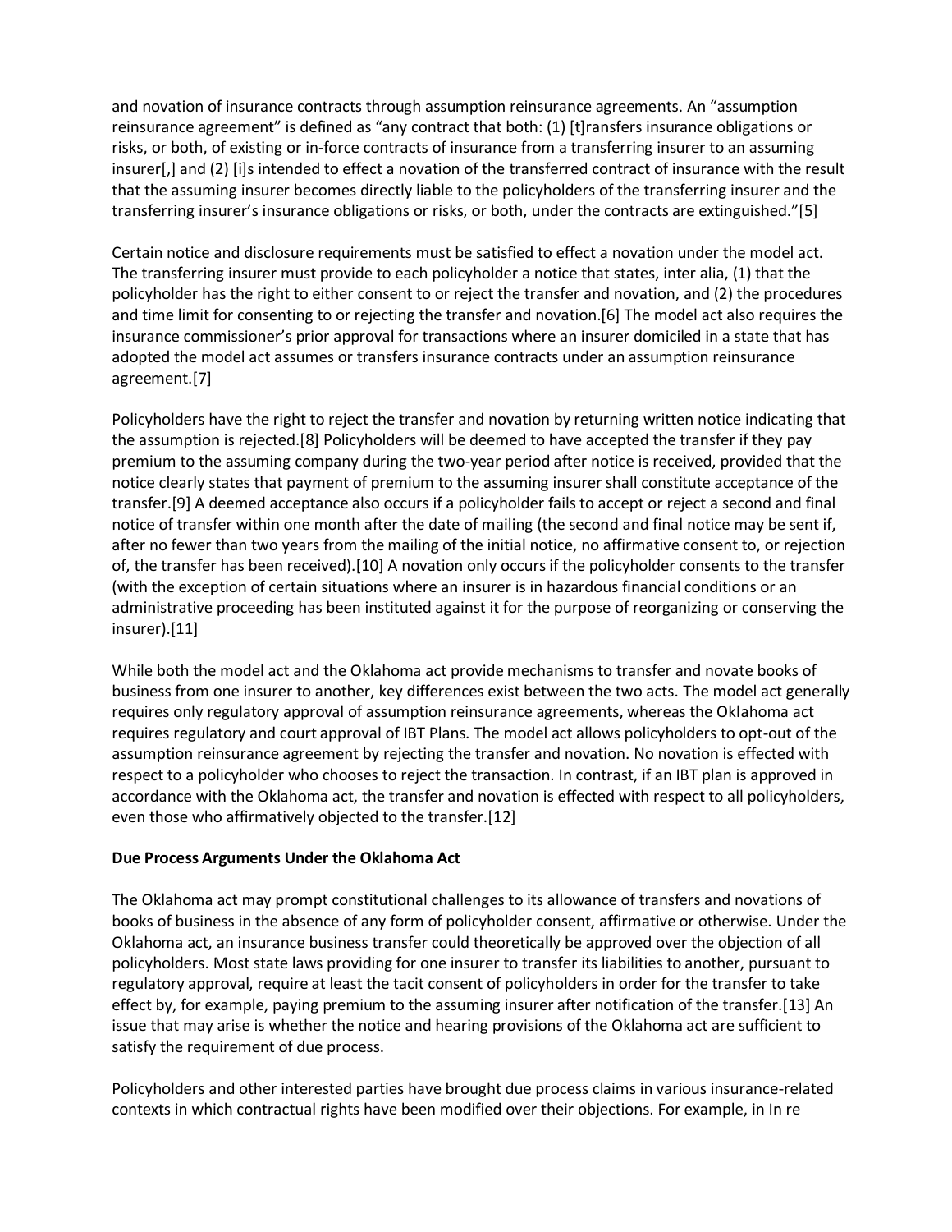and novation of insurance contracts through assumption reinsurance agreements. An "assumption reinsurance agreement" is defined as "any contract that both: (1) [t]ransfers insurance obligations or risks, or both, of existing or in-force contracts of insurance from a transferring insurer to an assuming insurer[,] and (2) [i]s intended to effect a novation of the transferred contract of insurance with the result that the assuming insurer becomes directly liable to the policyholders of the transferring insurer and the transferring insurer's insurance obligations or risks, or both, under the contracts are extinguished."[5]

Certain notice and disclosure requirements must be satisfied to effect a novation under the model act. The transferring insurer must provide to each policyholder a notice that states, inter alia, (1) that the policyholder has the right to either consent to or reject the transfer and novation, and (2) the procedures and time limit for consenting to or rejecting the transfer and novation.[6] The model act also requires the insurance commissioner's prior approval for transactions where an insurer domiciled in a state that has adopted the model act assumes or transfers insurance contracts under an assumption reinsurance agreement.[7]

Policyholders have the right to reject the transfer and novation by returning written notice indicating that the assumption is rejected.[8] Policyholders will be deemed to have accepted the transfer if they pay premium to the assuming company during the two-year period after notice is received, provided that the notice clearly states that payment of premium to the assuming insurer shall constitute acceptance of the transfer.[9] A deemed acceptance also occurs if a policyholder fails to accept or reject a second and final notice of transfer within one month after the date of mailing (the second and final notice may be sent if, after no fewer than two years from the mailing of the initial notice, no affirmative consent to, or rejection of, the transfer has been received).[10] A novation only occurs if the policyholder consents to the transfer (with the exception of certain situations where an insurer is in hazardous financial conditions or an administrative proceeding has been instituted against it for the purpose of reorganizing or conserving the insurer).[11]

While both the model act and the Oklahoma act provide mechanisms to transfer and novate books of business from one insurer to another, key differences exist between the two acts. The model act generally requires only regulatory approval of assumption reinsurance agreements, whereas the Oklahoma act requires regulatory and court approval of IBT Plans. The model act allows policyholders to opt-out of the assumption reinsurance agreement by rejecting the transfer and novation. No novation is effected with respect to a policyholder who chooses to reject the transaction. In contrast, if an IBT plan is approved in accordance with the Oklahoma act, the transfer and novation is effected with respect to all policyholders, even those who affirmatively objected to the transfer.[12]

**Due Process Arguments Under the Oklahoma Act**

The Oklahoma act may prompt constitutional challenges to its allowance of transfers and novations of books of business in the absence of any form of policyholder consent, affirmative or otherwise. Under the Oklahoma act, an insurance business transfer could theoretically be approved over the objection of all policyholders. Most state laws providing for one insurer to transfer its liabilities to another, pursuant to regulatory approval, require at least the tacit consent of policyholders in order for the transfer to take effect by, for example, paying premium to the assuming insurer after notification of the transfer.[13] An issue that may arise is whether the notice and hearing provisions of the Oklahoma act are sufficient to satisfy the requirement of due process.

Policyholders and other interested parties have brought due process claims in various insurance-related contexts in which contractual rights have been modified over their objections. For example, in In re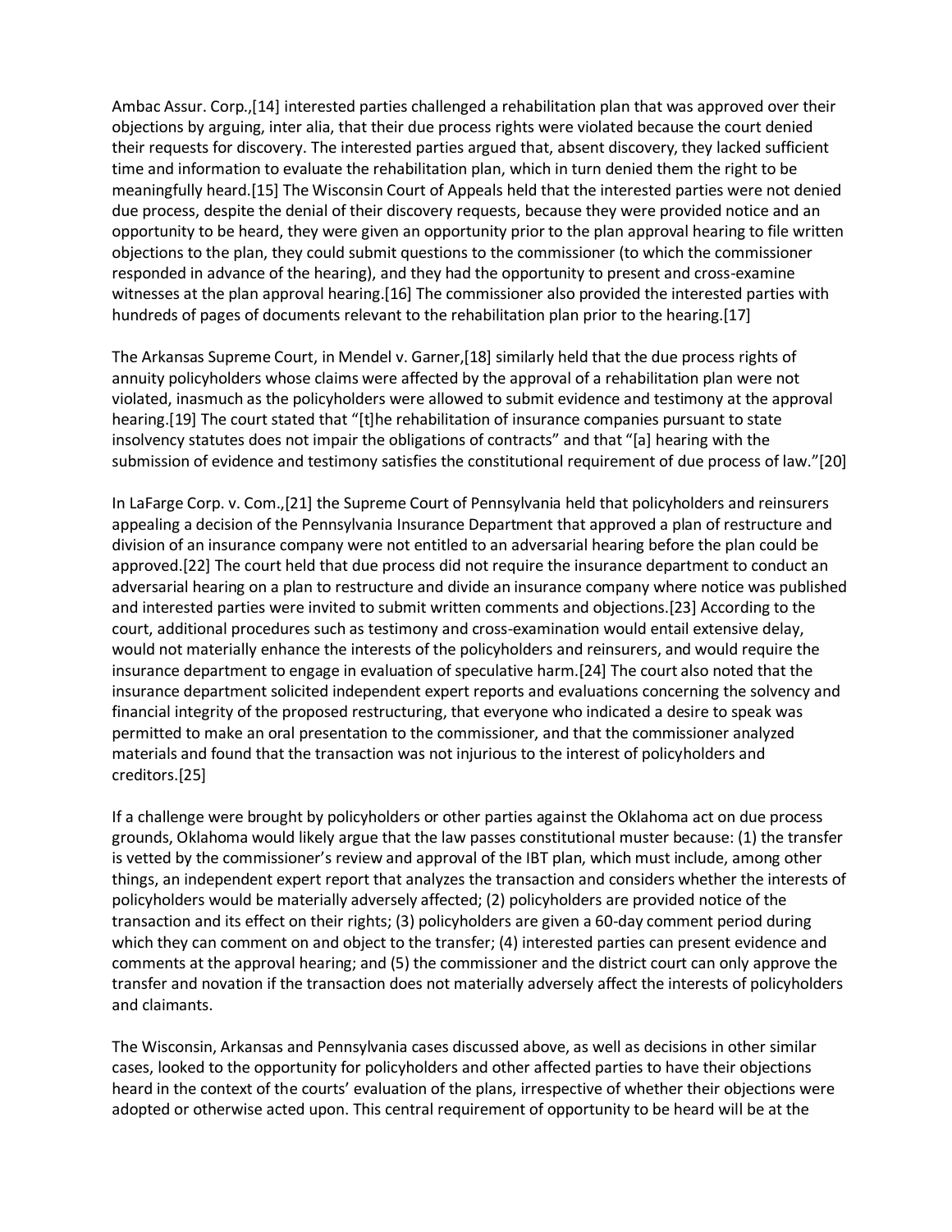Ambac Assur. Corp.,[14] interested parties challenged a rehabilitation plan that was approved over their objections by arguing, inter alia, that their due process rights were violated because the court denied their requests for discovery. The interested parties argued that, absent discovery, they lacked sufficient time and information to evaluate the rehabilitation plan, which in turn denied them the right to be meaningfully heard.[15] The Wisconsin Court of Appeals held that the interested parties were not denied due process, despite the denial of their discovery requests, because they were provided notice and an opportunity to be heard, they were given an opportunity prior to the plan approval hearing to file written objections to the plan, they could submit questions to the commissioner (to which the commissioner responded in advance of the hearing), and they had the opportunity to present and cross-examine witnesses at the plan approval hearing.[16] The commissioner also provided the interested parties with hundreds of pages of documents relevant to the rehabilitation plan prior to the hearing.[17]

The Arkansas Supreme Court, in Mendel v. Garner,[18] similarly held that the due process rights of annuity policyholders whose claims were affected by the approval of a rehabilitation plan were not violated, inasmuch as the policyholders were allowed to submit evidence and testimony at the approval hearing.[19] The court stated that "[t]he rehabilitation of insurance companies pursuant to state insolvency statutes does not impair the obligations of contracts" and that "[a] hearing with the submission of evidence and testimony satisfies the constitutional requirement of due process of law."[20]

In LaFarge Corp. v. Com.,[21] the Supreme Court of Pennsylvania held that policyholders and reinsurers appealing a decision of the Pennsylvania Insurance Department that approved a plan of restructure and division of an insurance company were not entitled to an adversarial hearing before the plan could be approved.[22] The court held that due process did not require the insurance department to conduct an adversarial hearing on a plan to restructure and divide an insurance company where notice was published and interested parties were invited to submit written comments and objections.[23] According to the court, additional procedures such as testimony and cross-examination would entail extensive delay, would not materially enhance the interests of the policyholders and reinsurers, and would require the insurance department to engage in evaluation of speculative harm.[24] The court also noted that the insurance department solicited independent expert reports and evaluations concerning the solvency and financial integrity of the proposed restructuring, that everyone who indicated a desire to speak was permitted to make an oral presentation to the commissioner, and that the commissioner analyzed materials and found that the transaction was not injurious to the interest of policyholders and creditors.[25]

If a challenge were brought by policyholders or other parties against the Oklahoma act on due process grounds, Oklahoma would likely argue that the law passes constitutional muster because: (1) the transfer is vetted by the commissioner's review and approval of the IBT plan, which must include, among other things, an independent expert report that analyzes the transaction and considers whether the interests of policyholders would be materially adversely affected; (2) policyholders are provided notice of the transaction and its effect on their rights; (3) policyholders are given a 60-day comment period during which they can comment on and object to the transfer; (4) interested parties can present evidence and comments at the approval hearing; and (5) the commissioner and the district court can only approve the transfer and novation if the transaction does not materially adversely affect the interests of policyholders and claimants.

The Wisconsin, Arkansas and Pennsylvania cases discussed above, as well as decisions in other similar cases, looked to the opportunity for policyholders and other affected parties to have their objections heard in the context of the courts' evaluation of the plans, irrespective of whether their objections were adopted or otherwise acted upon. This central requirement of opportunity to be heard will be at the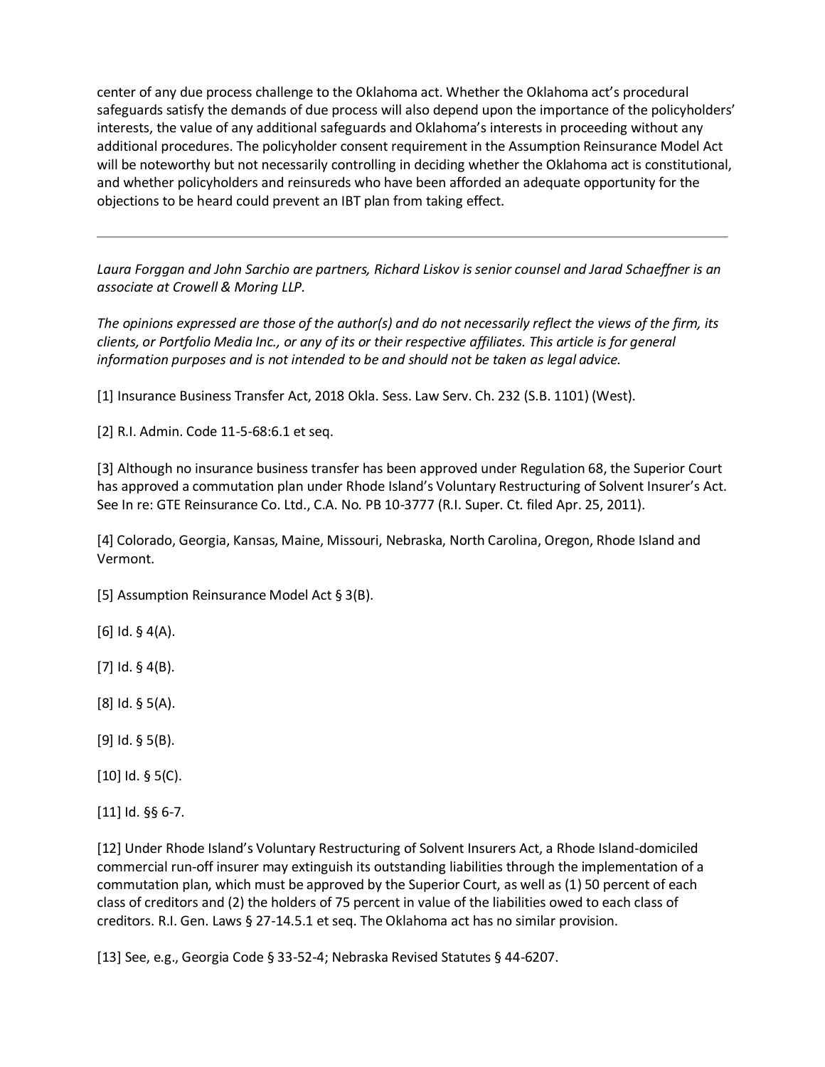center of any due process challenge to the Oklahoma act. Whether the Oklahoma act's procedural safeguards satisfy the demands of due process will also depend upon the importance of the policyholders' interests, the value of any additional safeguards and Oklahoma's interests in proceeding without any additional procedures. The policyholder consent requirement in the Assumption Reinsurance Model Act will be noteworthy but not necessarily controlling in deciding whether the Oklahoma act is constitutional, and whether policyholders and reinsureds who have been afforded an adequate opportunity for the objections to be heard could prevent an IBT plan from taking effect.

---

*Laura Forggan and John Sarchio are partners, Richard Liskov is senior counsel and Jarad Schaeffner is an associate at Crowell & Moring LLP.*

*The opinions expressed are those of the author(s) and do not necessarily reflect the views of the firm, its clients, or Portfolio Media Inc., or any of its or their respective affiliates. This article is for general information purposes and is not intended to be and should not be taken as legal advice.*

[1] Insurance Business Transfer Act, 2018 Okla. Sess. Law Serv. Ch. 232 (S.B. 1101) (West).

[2] R.I. Admin. Code 11-5-68:6.1 et seq.

[3] Although no insurance business transfer has been approved under Regulation 68, the Superior Court has approved a commutation plan under Rhode Island's Voluntary Restructuring of Solvent Insurer's Act. See In re: GTE Reinsurance Co. Ltd., C.A. No. PB 10-3777 (R.I. Super. Ct. filed Apr. 25, 2011).

[4] Colorado, Georgia, Kansas, Maine, Missouri, Nebraska, North Carolina, Oregon, Rhode Island and Vermont.

[5] Assumption Reinsurance Model Act § 3(B).

[6] Id. § 4(A).

[7] Id. § 4(B).

[8] Id. § 5(A).

[9] Id. § 5(B).

[10] Id. § 5(C).

[11] Id. §§ 6-7.

[12] Under Rhode Island's Voluntary Restructuring of Solvent Insurers Act, a Rhode Island-domiciled commercial run-off insurer may extinguish its outstanding liabilities through the implementation of a commutation plan, which must be approved by the Superior Court, as well as (1) 50 percent of each class of creditors and (2) the holders of 75 percent in value of the liabilities owed to each class of creditors. R.I. Gen. Laws § 27-14.5.1 et seq. The Oklahoma act has no similar provision.

[13] See, e.g., Georgia Code § 33-52-4; Nebraska Revised Statutes § 44-6207.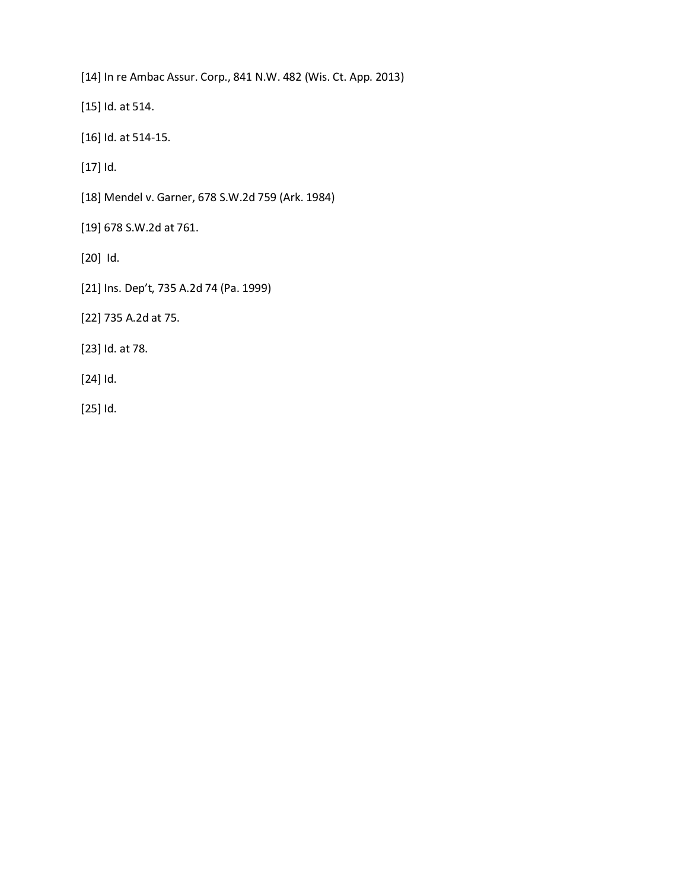[14] In re Ambac Assur. Corp., 841 N.W. 482 (Wis. Ct. App. 2013)

[15] Id. at 514.

[16] Id. at 514-15.

[17] Id.

[18] Mendel v. Garner, 678 S.W.2d 759 (Ark. 1984)

[19] 678 S.W.2d at 761.

[20] Id.

[21] Ins. Dep't, 735 A.2d 74 (Pa. 1999)

[22] 735 A.2d at 75.

[23] Id. at 78.

[24] Id.

[25] Id.